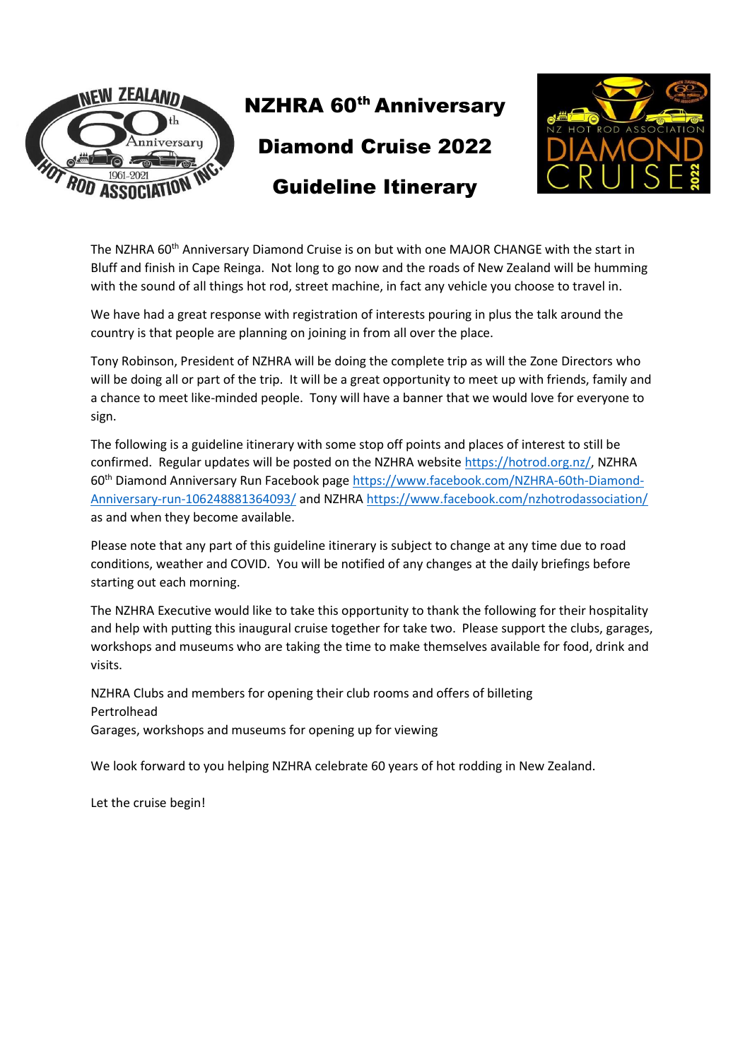# NZHRA 60th Anniversary Diamond Cruise 2022 Guideline Itinerary

The NZHRA 60th Anniversary Diamond Cruise is on but with one MAJOR CHANGE with the start in Bluff and finish in Cape Reinga. Not long to go now and the roads of New Zealand will be humming with the sound of all things hot rod, street machine, in fact any vehicle you choose to travel in.

We have had a great response with registration of interests pouring in plus the talk around the country is that people are planning on joining in from all over the place.

Tony Robinson, President of NZHRA will be doing the complete trip as will the Zone Directors who will be doing all or part of the trip. It will be a great opportunity to meet up with friends, family and a chance to meet like-minded people. Tony will have a banner that we would love for everyone to sign.

The following is a guideline itinerary with some stop off points and places of interest to still be confirmed. Regular updates will be posted on the NZHRA website https://hotrod.org.nz/, NZHRA 60th Diamond Anniversary Run Facebook page https://www.facebook.com/NZHRA-60th-Diamond-Anniversary-run-106248881364093/ and NZHRA https://www.facebook.com/nzhotrodassociation/ as and when they become available.

Please note that any part of this guideline itinerary is subject to change at any time due to road conditions, weather and COVID. You will be notified of any changes at the daily briefings before starting out each morning.

The NZHRA Executive would like to take this opportunity to thank the following for their hospitality and help with putting this inaugural cruise together for take two. Please support the clubs, garages, workshops and museums who are taking the time to make themselves available for food, drink and visits.

NZHRA Clubs and members for opening their club rooms and offers of billeting
Pertrolhead
Garages, workshops and museums for opening up for viewing

We look forward to you helping NZHRA celebrate 60 years of hot rodding in New Zealand.

Let the cruise begin!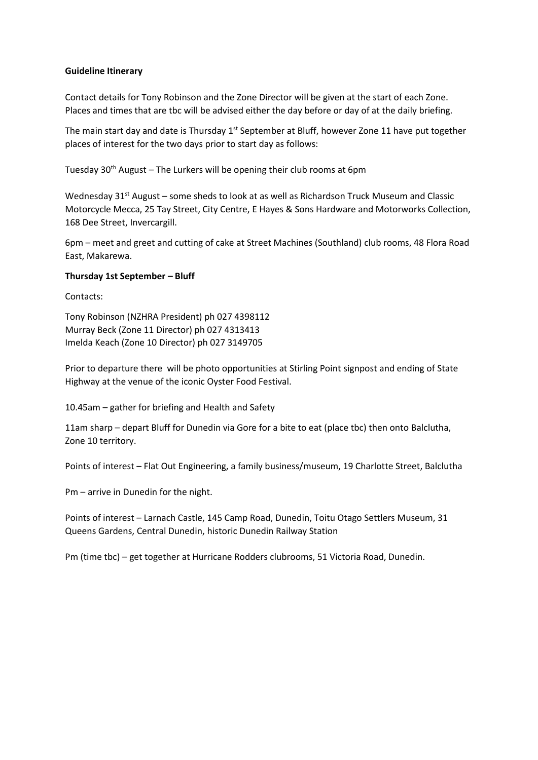**Guideline Itinerary**

Contact details for Tony Robinson and the Zone Director will be given at the start of each Zone. Places and times that are tbc will be advised either the day before or day of at the daily briefing.

The main start day and date is Thursday 1st September at Bluff, however Zone 11 have put together places of interest for the two days prior to start day as follows:

Tuesday 30th August – The Lurkers will be opening their club rooms at 6pm

Wednesday 31st August – some sheds to look at as well as Richardson Truck Museum and Classic Motorcycle Mecca, 25 Tay Street, City Centre, E Hayes & Sons Hardware and Motorworks Collection, 168 Dee Street, Invercargill.

6pm – meet and greet and cutting of cake at Street Machines (Southland) club rooms, 48 Flora Road East, Makarewa.

**Thursday 1st September – Bluff**

Contacts:

Tony Robinson (NZHRA President) ph 027 4398112
Murray Beck (Zone 11 Director) ph 027 4313413
Imelda Keach (Zone 10 Director) ph 027 3149705

Prior to departure there will be photo opportunities at Stirling Point signpost and ending of State Highway at the venue of the iconic Oyster Food Festival.

10.45am – gather for briefing and Health and Safety

11am sharp – depart Bluff for Dunedin via Gore for a bite to eat (place tbc) then onto Balclutha, Zone 10 territory.

Points of interest – Flat Out Engineering, a family business/museum, 19 Charlotte Street, Balclutha

Pm – arrive in Dunedin for the night.

Points of interest – Larnach Castle, 145 Camp Road, Dunedin, Toitu Otago Settlers Museum, 31 Queens Gardens, Central Dunedin, historic Dunedin Railway Station

Pm (time tbc) – get together at Hurricane Rodders clubrooms, 51 Victoria Road, Dunedin.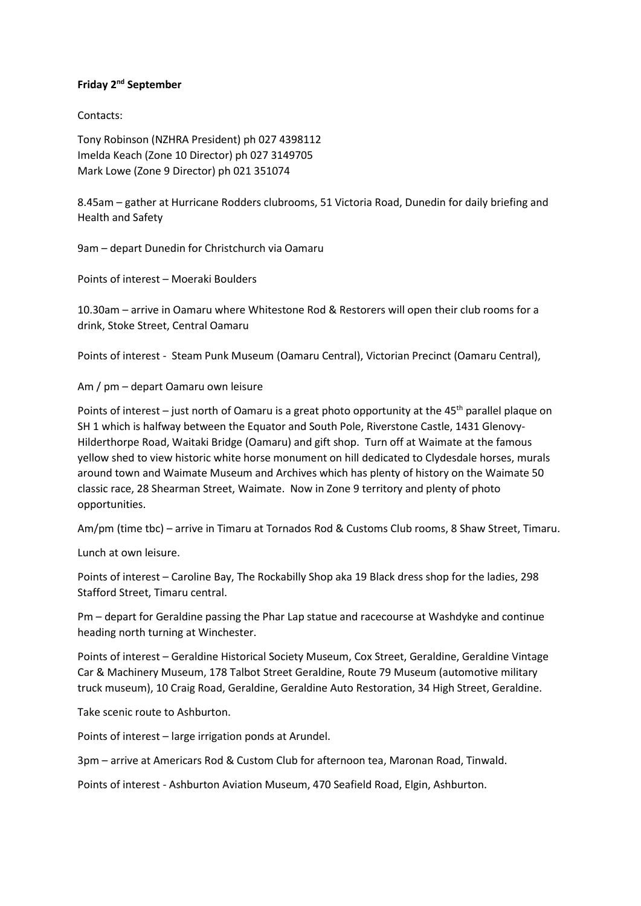**Friday 2nd September**

Contacts:

Tony Robinson (NZHRA President) ph 027 4398112
Imelda Keach (Zone 10 Director) ph 027 3149705
Mark Lowe (Zone 9 Director) ph 021 351074

8.45am – gather at Hurricane Rodders clubrooms, 51 Victoria Road, Dunedin for daily briefing and Health and Safety

9am – depart Dunedin for Christchurch via Oamaru

Points of interest – Moeraki Boulders

10.30am – arrive in Oamaru where Whitestone Rod & Restorers will open their club rooms for a drink, Stoke Street, Central Oamaru

Points of interest - Steam Punk Museum (Oamaru Central), Victorian Precinct (Oamaru Central),

Am / pm – depart Oamaru own leisure

Points of interest – just north of Oamaru is a great photo opportunity at the 45th parallel plaque on SH 1 which is halfway between the Equator and South Pole, Riverstone Castle, 1431 Glenovy-Hilderthorpe Road, Waitaki Bridge (Oamaru) and gift shop. Turn off at Waimate at the famous yellow shed to view historic white horse monument on hill dedicated to Clydesdale horses, murals around town and Waimate Museum and Archives which has plenty of history on the Waimate 50 classic race, 28 Shearman Street, Waimate. Now in Zone 9 territory and plenty of photo opportunities.

Am/pm (time tbc) – arrive in Timaru at Tornados Rod & Customs Club rooms, 8 Shaw Street, Timaru.

Lunch at own leisure.

Points of interest – Caroline Bay, The Rockabilly Shop aka 19 Black dress shop for the ladies, 298 Stafford Street, Timaru central.

Pm – depart for Geraldine passing the Phar Lap statue and racecourse at Washdyke and continue heading north turning at Winchester.

Points of interest – Geraldine Historical Society Museum, Cox Street, Geraldine, Geraldine Vintage Car & Machinery Museum, 178 Talbot Street Geraldine, Route 79 Museum (automotive military truck museum), 10 Craig Road, Geraldine, Geraldine Auto Restoration, 34 High Street, Geraldine.

Take scenic route to Ashburton.

Points of interest – large irrigation ponds at Arundel.

3pm – arrive at Americars Rod & Custom Club for afternoon tea, Maronan Road, Tinwald.

Points of interest - Ashburton Aviation Museum, 470 Seafield Road, Elgin, Ashburton.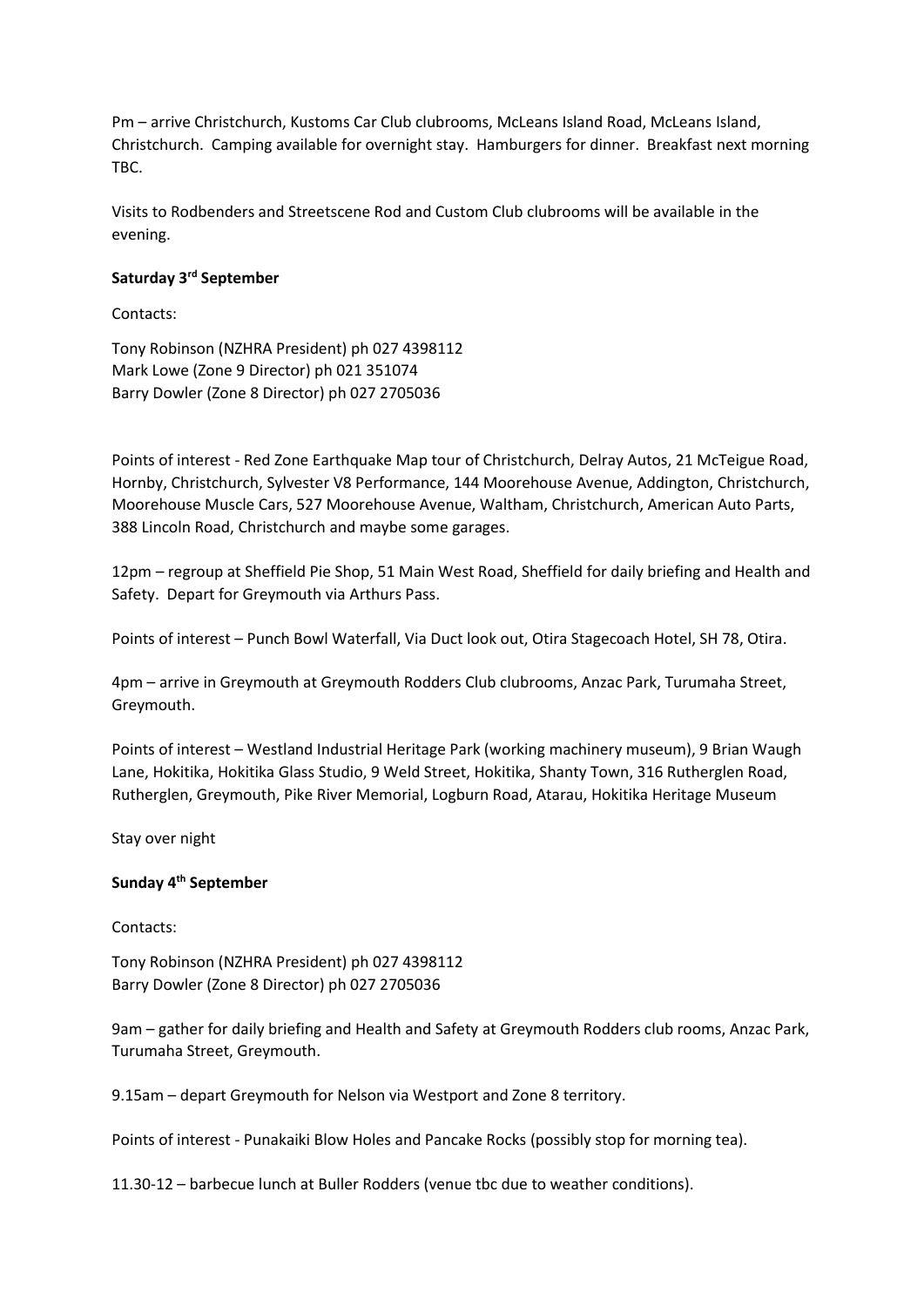Pm – arrive Christchurch, Kustoms Car Club clubrooms, McLeans Island Road, McLeans Island, Christchurch. Camping available for overnight stay. Hamburgers for dinner. Breakfast next morning TBC.

Visits to Rodbenders and Streetscene Rod and Custom Club clubrooms will be available in the evening.

**Saturday 3rd September**

Contacts:

Tony Robinson (NZHRA President) ph 027 4398112
Mark Lowe (Zone 9 Director) ph 021 351074
Barry Dowler (Zone 8 Director) ph 027 2705036

Points of interest - Red Zone Earthquake Map tour of Christchurch, Delray Autos, 21 McTeigue Road, Hornby, Christchurch, Sylvester V8 Performance, 144 Moorehouse Avenue, Addington, Christchurch, Moorehouse Muscle Cars, 527 Moorehouse Avenue, Waltham, Christchurch, American Auto Parts, 388 Lincoln Road, Christchurch and maybe some garages.

12pm – regroup at Sheffield Pie Shop, 51 Main West Road, Sheffield for daily briefing and Health and Safety. Depart for Greymouth via Arthurs Pass.

Points of interest – Punch Bowl Waterfall, Via Duct look out, Otira Stagecoach Hotel, SH 78, Otira.

4pm – arrive in Greymouth at Greymouth Rodders Club clubrooms, Anzac Park, Turumaha Street, Greymouth.

Points of interest – Westland Industrial Heritage Park (working machinery museum), 9 Brian Waugh Lane, Hokitika, Hokitika Glass Studio, 9 Weld Street, Hokitika, Shanty Town, 316 Rutherglen Road, Rutherglen, Greymouth, Pike River Memorial, Logburn Road, Atarau, Hokitika Heritage Museum

Stay over night

**Sunday 4th September**

Contacts:

Tony Robinson (NZHRA President) ph 027 4398112
Barry Dowler (Zone 8 Director) ph 027 2705036

9am – gather for daily briefing and Health and Safety at Greymouth Rodders club rooms, Anzac Park, Turumaha Street, Greymouth.

9.15am – depart Greymouth for Nelson via Westport and Zone 8 territory.

Points of interest - Punakaiki Blow Holes and Pancake Rocks (possibly stop for morning tea).

11.30-12 – barbecue lunch at Buller Rodders (venue tbc due to weather conditions).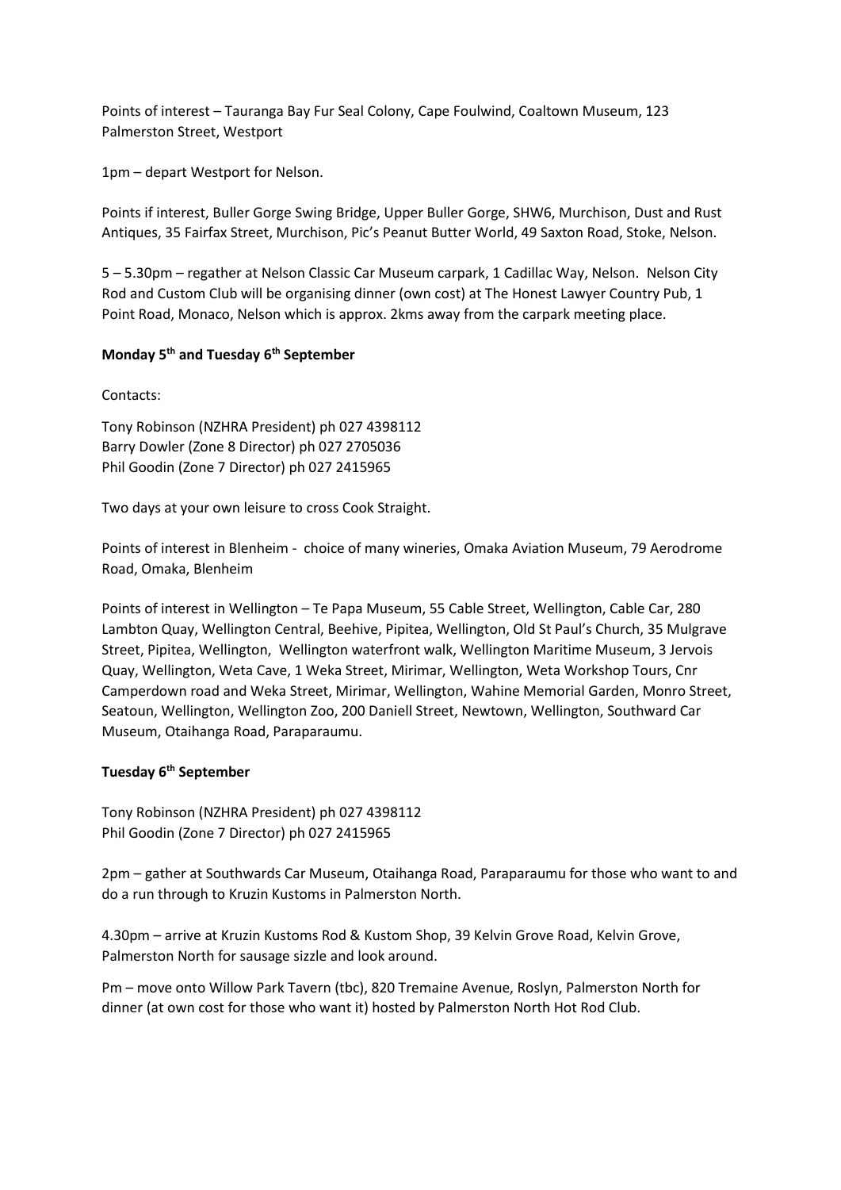Points of interest – Tauranga Bay Fur Seal Colony, Cape Foulwind, Coaltown Museum, 123 Palmerston Street, Westport

1pm – depart Westport for Nelson.

Points if interest, Buller Gorge Swing Bridge, Upper Buller Gorge, SHW6, Murchison, Dust and Rust Antiques, 35 Fairfax Street, Murchison, Pic's Peanut Butter World, 49 Saxton Road, Stoke, Nelson.

5 – 5.30pm – regather at Nelson Classic Car Museum carpark, 1 Cadillac Way, Nelson. Nelson City Rod and Custom Club will be organising dinner (own cost) at The Honest Lawyer Country Pub, 1 Point Road, Monaco, Nelson which is approx. 2kms away from the carpark meeting place.

**Monday 5th and Tuesday 6th September**

Contacts:

Tony Robinson (NZHRA President) ph 027 4398112
Barry Dowler (Zone 8 Director) ph 027 2705036
Phil Goodin (Zone 7 Director) ph 027 2415965

Two days at your own leisure to cross Cook Straight.

Points of interest in Blenheim - choice of many wineries, Omaka Aviation Museum, 79 Aerodrome Road, Omaka, Blenheim

Points of interest in Wellington – Te Papa Museum, 55 Cable Street, Wellington, Cable Car, 280 Lambton Quay, Wellington Central, Beehive, Pipitea, Wellington, Old St Paul's Church, 35 Mulgrave Street, Pipitea, Wellington, Wellington waterfront walk, Wellington Maritime Museum, 3 Jervois Quay, Wellington, Weta Cave, 1 Weka Street, Mirimar, Wellington, Weta Workshop Tours, Cnr Camperdown road and Weka Street, Mirimar, Wellington, Wahine Memorial Garden, Monro Street, Seatoun, Wellington, Wellington Zoo, 200 Daniell Street, Newtown, Wellington, Southward Car Museum, Otaihanga Road, Paraparaumu.

**Tuesday 6th September**

Tony Robinson (NZHRA President) ph 027 4398112
Phil Goodin (Zone 7 Director) ph 027 2415965

2pm – gather at Southwards Car Museum, Otaihanga Road, Paraparaumu for those who want to and do a run through to Kruzin Kustoms in Palmerston North.

4.30pm – arrive at Kruzin Kustoms Rod & Kustom Shop, 39 Kelvin Grove Road, Kelvin Grove, Palmerston North for sausage sizzle and look around.

Pm – move onto Willow Park Tavern (tbc), 820 Tremaine Avenue, Roslyn, Palmerston North for dinner (at own cost for those who want it) hosted by Palmerston North Hot Rod Club.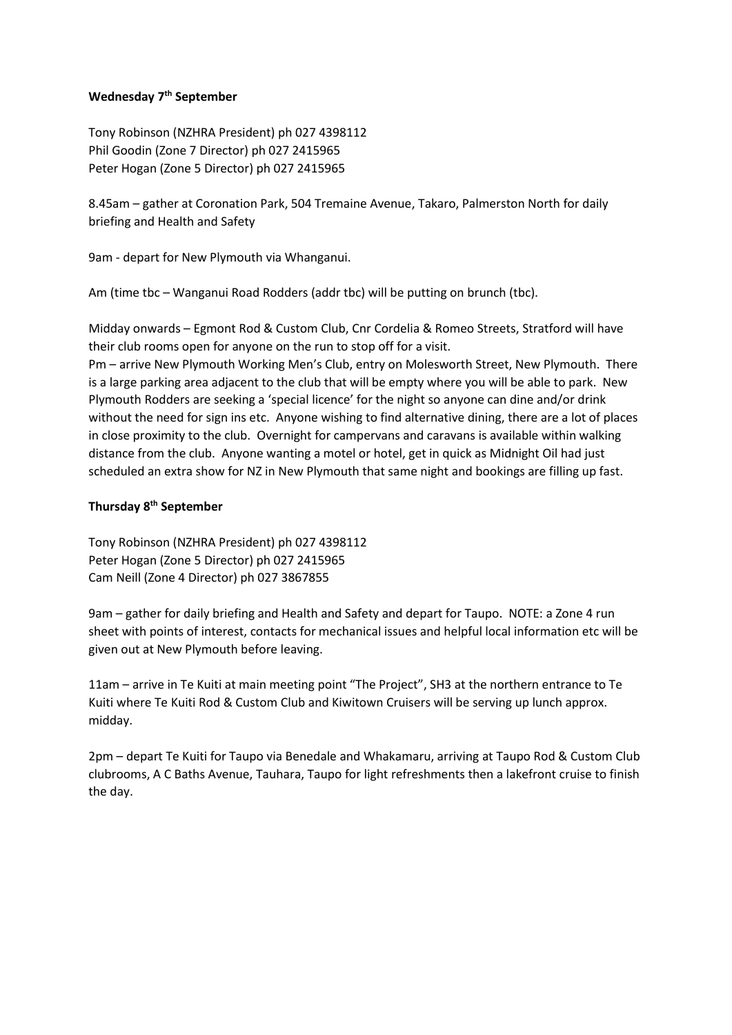**Wednesday 7th September**

Tony Robinson (NZHRA President) ph 027 4398112
Phil Goodin (Zone 7 Director) ph 027 2415965
Peter Hogan (Zone 5 Director) ph 027 2415965

8.45am – gather at Coronation Park, 504 Tremaine Avenue, Takaro, Palmerston North for daily briefing and Health and Safety

9am - depart for New Plymouth via Whanganui.

Am (time tbc – Wanganui Road Rodders (addr tbc) will be putting on brunch (tbc).

Midday onwards – Egmont Rod & Custom Club, Cnr Cordelia & Romeo Streets, Stratford will have their club rooms open for anyone on the run to stop off for a visit.
Pm – arrive New Plymouth Working Men's Club, entry on Molesworth Street, New Plymouth. There is a large parking area adjacent to the club that will be empty where you will be able to park. New Plymouth Rodders are seeking a 'special licence' for the night so anyone can dine and/or drink without the need for sign ins etc. Anyone wishing to find alternative dining, there are a lot of places in close proximity to the club. Overnight for campervans and caravans is available within walking distance from the club. Anyone wanting a motel or hotel, get in quick as Midnight Oil had just scheduled an extra show for NZ in New Plymouth that same night and bookings are filling up fast.

**Thursday 8th September**

Tony Robinson (NZHRA President) ph 027 4398112
Peter Hogan (Zone 5 Director) ph 027 2415965
Cam Neill (Zone 4 Director) ph 027 3867855

9am – gather for daily briefing and Health and Safety and depart for Taupo. NOTE: a Zone 4 run sheet with points of interest, contacts for mechanical issues and helpful local information etc will be given out at New Plymouth before leaving.

11am – arrive in Te Kuiti at main meeting point "The Project", SH3 at the northern entrance to Te Kuiti where Te Kuiti Rod & Custom Club and Kiwitown Cruisers will be serving up lunch approx. midday.

2pm – depart Te Kuiti for Taupo via Benedale and Whakamaru, arriving at Taupo Rod & Custom Club clubrooms, A C Baths Avenue, Tauhara, Taupo for light refreshments then a lakefront cruise to finish the day.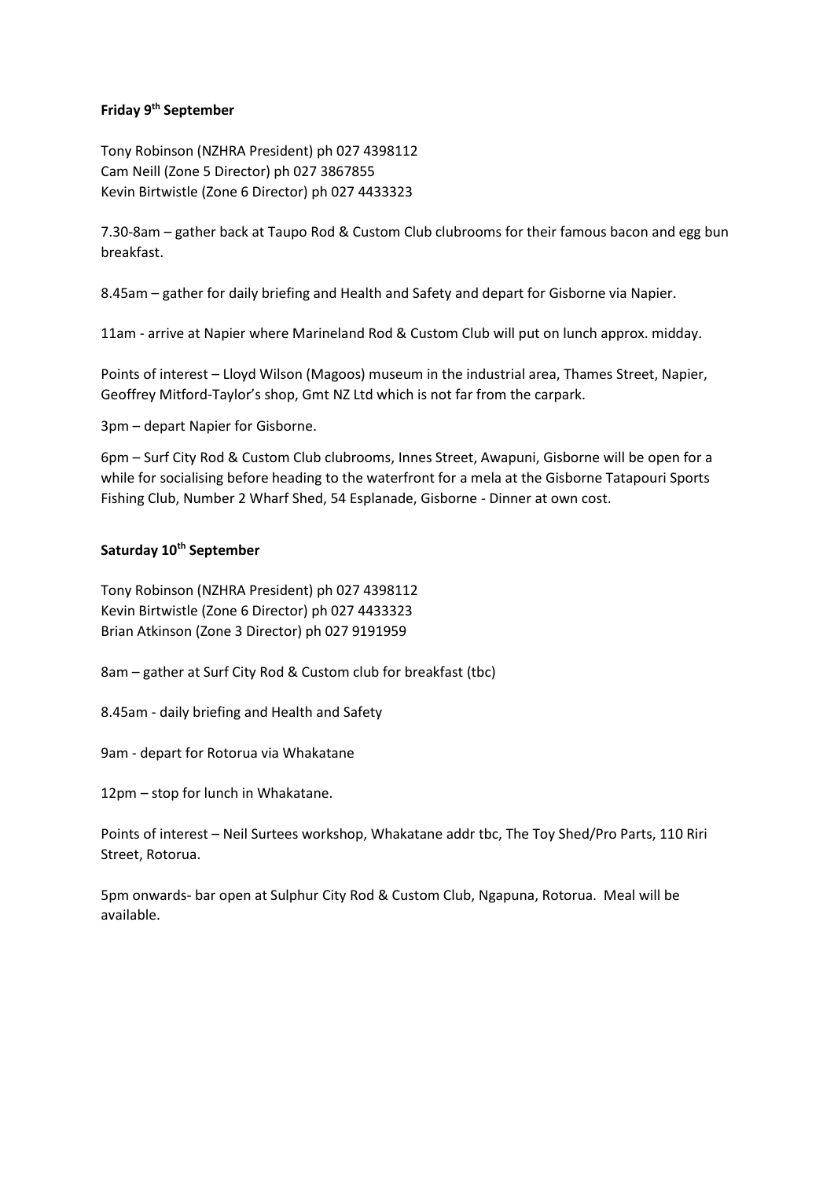**Friday 9th September**

Tony Robinson (NZHRA President) ph 027 4398112
Cam Neill (Zone 5 Director) ph 027 3867855
Kevin Birtwistle (Zone 6 Director) ph 027 4433323

7.30-8am – gather back at Taupo Rod & Custom Club clubrooms for their famous bacon and egg bun breakfast.

8.45am – gather for daily briefing and Health and Safety and depart for Gisborne via Napier.

11am - arrive at Napier where Marineland Rod & Custom Club will put on lunch approx. midday.

Points of interest – Lloyd Wilson (Magoos) museum in the industrial area, Thames Street, Napier, Geoffrey Mitford-Taylor's shop, Gmt NZ Ltd which is not far from the carpark.

3pm – depart Napier for Gisborne.

6pm – Surf City Rod & Custom Club clubrooms, Innes Street, Awapuni, Gisborne will be open for a while for socialising before heading to the waterfront for a mela at the Gisborne Tatapouri Sports Fishing Club, Number 2 Wharf Shed, 54 Esplanade, Gisborne - Dinner at own cost.

**Saturday 10th September**

Tony Robinson (NZHRA President) ph 027 4398112
Kevin Birtwistle (Zone 6 Director) ph 027 4433323
Brian Atkinson (Zone 3 Director) ph 027 9191959

8am – gather at Surf City Rod & Custom club for breakfast (tbc)

8.45am - daily briefing and Health and Safety

9am - depart for Rotorua via Whakatane

12pm – stop for lunch in Whakatane.

Points of interest – Neil Surtees workshop, Whakatane addr tbc, The Toy Shed/Pro Parts, 110 Riri Street, Rotorua.

5pm onwards- bar open at Sulphur City Rod & Custom Club, Ngapuna, Rotorua. Meal will be available.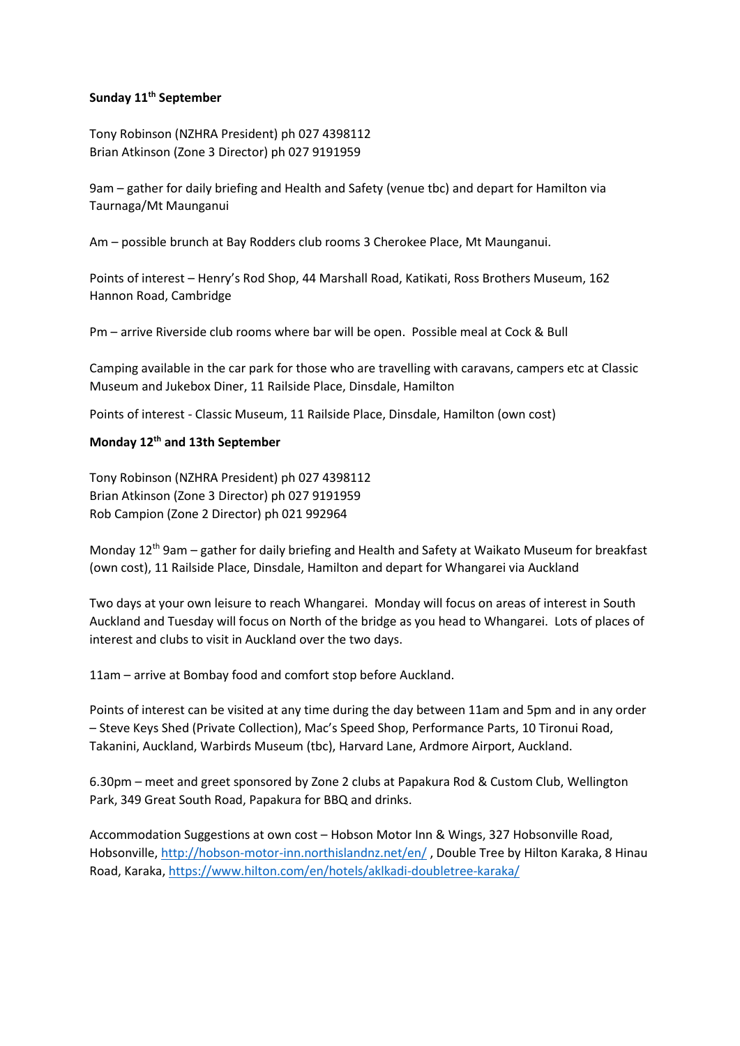**Sunday 11th September**

Tony Robinson (NZHRA President) ph 027 4398112
Brian Atkinson (Zone 3 Director) ph 027 9191959

9am – gather for daily briefing and Health and Safety (venue tbc) and depart for Hamilton via Taurnaga/Mt Maunganui

Am – possible brunch at Bay Rodders club rooms 3 Cherokee Place, Mt Maunganui.

Points of interest – Henry's Rod Shop, 44 Marshall Road, Katikati, Ross Brothers Museum, 162 Hannon Road, Cambridge

Pm – arrive Riverside club rooms where bar will be open. Possible meal at Cock & Bull

Camping available in the car park for those who are travelling with caravans, campers etc at Classic Museum and Jukebox Diner, 11 Railside Place, Dinsdale, Hamilton

Points of interest - Classic Museum, 11 Railside Place, Dinsdale, Hamilton (own cost)

**Monday 12th and 13th September**

Tony Robinson (NZHRA President) ph 027 4398112
Brian Atkinson (Zone 3 Director) ph 027 9191959
Rob Campion (Zone 2 Director) ph 021 992964

Monday 12th 9am – gather for daily briefing and Health and Safety at Waikato Museum for breakfast (own cost), 11 Railside Place, Dinsdale, Hamilton and depart for Whangarei via Auckland

Two days at your own leisure to reach Whangarei. Monday will focus on areas of interest in South Auckland and Tuesday will focus on North of the bridge as you head to Whangarei. Lots of places of interest and clubs to visit in Auckland over the two days.

11am – arrive at Bombay food and comfort stop before Auckland.

Points of interest can be visited at any time during the day between 11am and 5pm and in any order – Steve Keys Shed (Private Collection), Mac's Speed Shop, Performance Parts, 10 Tironui Road, Takanini, Auckland, Warbirds Museum (tbc), Harvard Lane, Ardmore Airport, Auckland.

6.30pm – meet and greet sponsored by Zone 2 clubs at Papakura Rod & Custom Club, Wellington Park, 349 Great South Road, Papakura for BBQ and drinks.

Accommodation Suggestions at own cost – Hobson Motor Inn & Wings, 327 Hobsonville Road, Hobsonville, http://hobson-motor-inn.northislandnz.net/en/ , Double Tree by Hilton Karaka, 8 Hinau Road, Karaka, https://www.hilton.com/en/hotels/aklkadi-doubletree-karaka/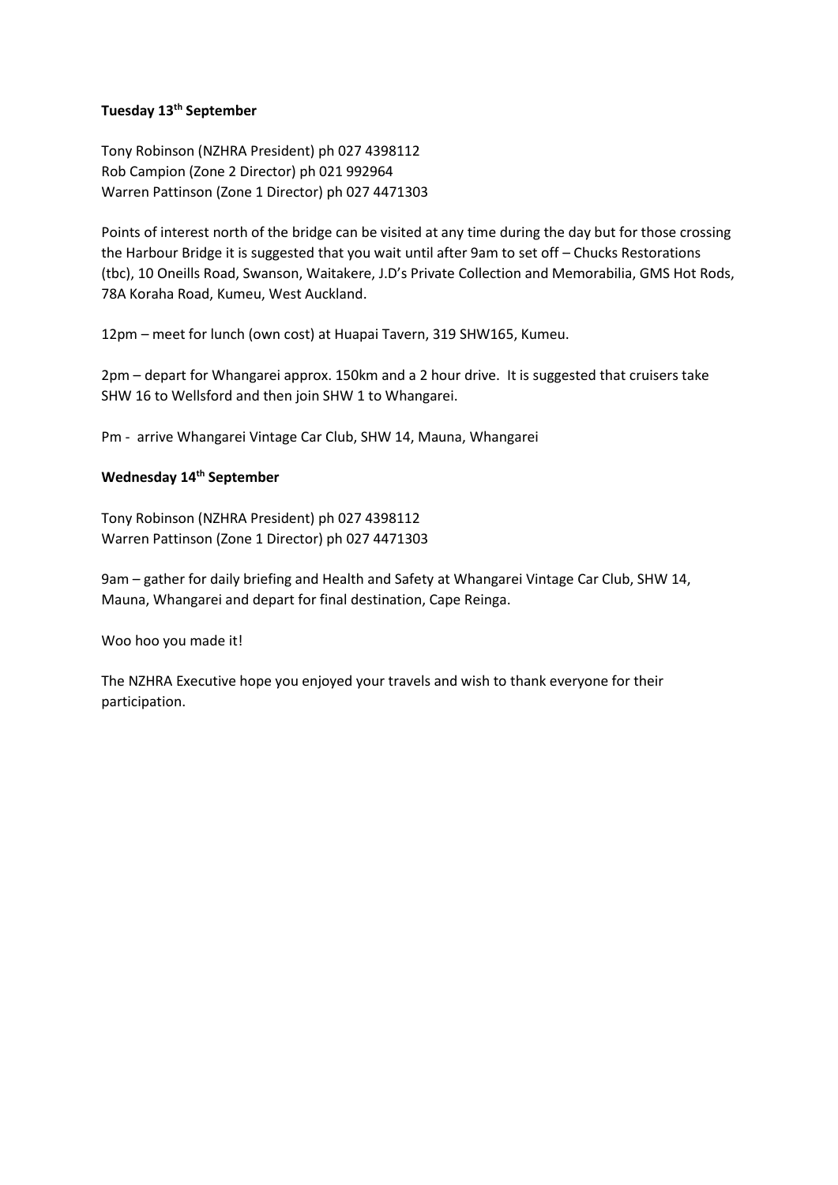**Tuesday 13th September**

Tony Robinson (NZHRA President) ph 027 4398112
Rob Campion (Zone 2 Director) ph 021 992964
Warren Pattinson (Zone 1 Director) ph 027 4471303

Points of interest north of the bridge can be visited at any time during the day but for those crossing the Harbour Bridge it is suggested that you wait until after 9am to set off – Chucks Restorations (tbc), 10 Oneills Road, Swanson, Waitakere, J.D's Private Collection and Memorabilia, GMS Hot Rods, 78A Koraha Road, Kumeu, West Auckland.

12pm – meet for lunch (own cost) at Huapai Tavern, 319 SHW165, Kumeu.

2pm – depart for Whangarei approx. 150km and a 2 hour drive. It is suggested that cruisers take SHW 16 to Wellsford and then join SHW 1 to Whangarei.

Pm - arrive Whangarei Vintage Car Club, SHW 14, Mauna, Whangarei

**Wednesday 14th September**

Tony Robinson (NZHRA President) ph 027 4398112
Warren Pattinson (Zone 1 Director) ph 027 4471303

9am – gather for daily briefing and Health and Safety at Whangarei Vintage Car Club, SHW 14, Mauna, Whangarei and depart for final destination, Cape Reinga.

Woo hoo you made it!

The NZHRA Executive hope you enjoyed your travels and wish to thank everyone for their participation.